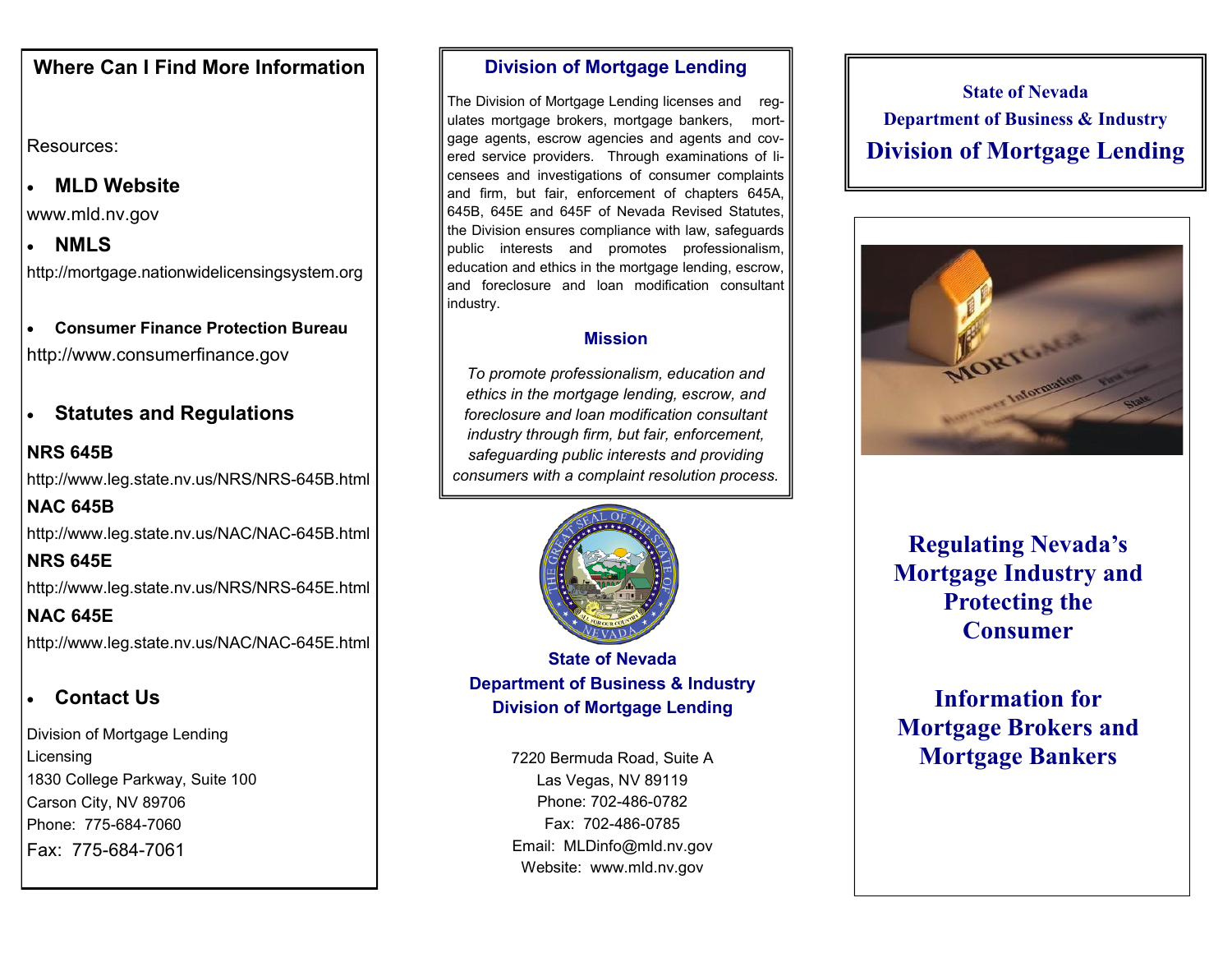## Where Can I Find More Information

Resources:

- **MLD Website**

www.mld.nv.gov

- **NMLS**

http://mortgage.nationwidelicensingsystem.org

- **Consumer Finance Protection Bureau**

http://www.consumerfinance.gov

- **Statutes and Regulations**

**NRS 645B**

http://www.leg.state.nv.us/NRS/NRS-645B.html

**NAC 645B**

http://www.leg.state.nv.us/NAC/NAC-645B.html

**NRS 645E**

http://www.leg.state.nv.us/NRS/NRS-645E.html

**NAC 645E**

http://www.leg.state.nv.us/NAC/NAC-645E.html

- **Contact Us**

Division of Mortgage Lending
Licensing
1830 College Parkway, Suite 100
Carson City, NV 89706
Phone: 775-684-7060
Fax: 775-684-7061

## Division of Mortgage Lending

The Division of Mortgage Lending licenses and regulates mortgage brokers, mortgage bankers, mortgage agents, escrow agencies and agents and covered service providers. Through examinations of licensees and investigations of consumer complaints and firm, but fair, enforcement of chapters 645A, 645B, 645E and 645F of Nevada Revised Statutes, the Division ensures compliance with law, safeguards public interests and promotes professionalism, education and ethics in the mortgage lending, escrow, and foreclosure and loan modification consultant industry.

### Mission

*To promote professionalism, education and ethics in the mortgage lending, escrow, and foreclosure and loan modification consultant industry through firm, but fair, enforcement, safeguarding public interests and providing consumers with a complaint resolution process.*

**State of Nevada**
**Department of Business & Industry**
**Division of Mortgage Lending**

7220 Bermuda Road, Suite A
Las Vegas, NV 89119
Phone: 702-486-0782
Fax: 702-486-0785
Email: MLDinfo@mld.nv.gov
Website: www.mld.nv.gov

**State of Nevada**
**Department of Business & Industry**
# Division of Mortgage Lending

## Regulating Nevada's Mortgage Industry and Protecting the Consumer

## Information for Mortgage Brokers and Mortgage Bankers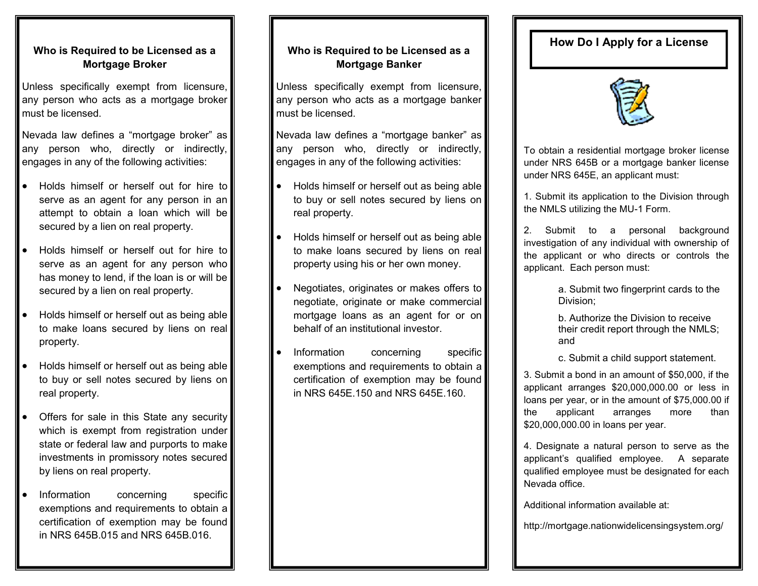## Who is Required to be Licensed as a Mortgage Broker

Unless specifically exempt from licensure, any person who acts as a mortgage broker must be licensed.

Nevada law defines a "mortgage broker" as any person who, directly or indirectly, engages in any of the following activities:

- Holds himself or herself out for hire to serve as an agent for any person in an attempt to obtain a loan which will be secured by a lien on real property.
- Holds himself or herself out for hire to serve as an agent for any person who has money to lend, if the loan is or will be secured by a lien on real property.
- Holds himself or herself out as being able to make loans secured by liens on real property.
- Holds himself or herself out as being able to buy or sell notes secured by liens on real property.
- Offers for sale in this State any security which is exempt from registration under state or federal law and purports to make investments in promissory notes secured by liens on real property.
- Information concerning specific exemptions and requirements to obtain a certification of exemption may be found in NRS 645B.015 and NRS 645B.016.

## Who is Required to be Licensed as a Mortgage Banker

Unless specifically exempt from licensure, any person who acts as a mortgage banker must be licensed.

Nevada law defines a "mortgage banker" as any person who, directly or indirectly, engages in any of the following activities:

- Holds himself or herself out as being able to buy or sell notes secured by liens on real property.
- Holds himself or herself out as being able to make loans secured by liens on real property using his or her own money.
- Negotiates, originates or makes offers to negotiate, originate or make commercial mortgage loans as an agent for or on behalf of an institutional investor.
- Information concerning specific exemptions and requirements to obtain a certification of exemption may be found in NRS 645E.150 and NRS 645E.160.

## How Do I Apply for a License

To obtain a residential mortgage broker license under NRS 645B or a mortgage banker license under NRS 645E, an applicant must:

1. Submit its application to the Division through the NMLS utilizing the MU-1 Form.

2. Submit to a personal background investigation of any individual with ownership of the applicant or who directs or controls the applicant. Each person must:

   a. Submit two fingerprint cards to the Division;

   b. Authorize the Division to receive their credit report through the NMLS; and

   c. Submit a child support statement.

3. Submit a bond in an amount of $50,000, if the applicant arranges $20,000,000.00 or less in loans per year, or in the amount of $75,000.00 if the applicant arranges more than $20,000,000.00 in loans per year.

4. Designate a natural person to serve as the applicant's qualified employee. A separate qualified employee must be designated for each Nevada office.

Additional information available at:

http://mortgage.nationwidelicensingsystem.org/